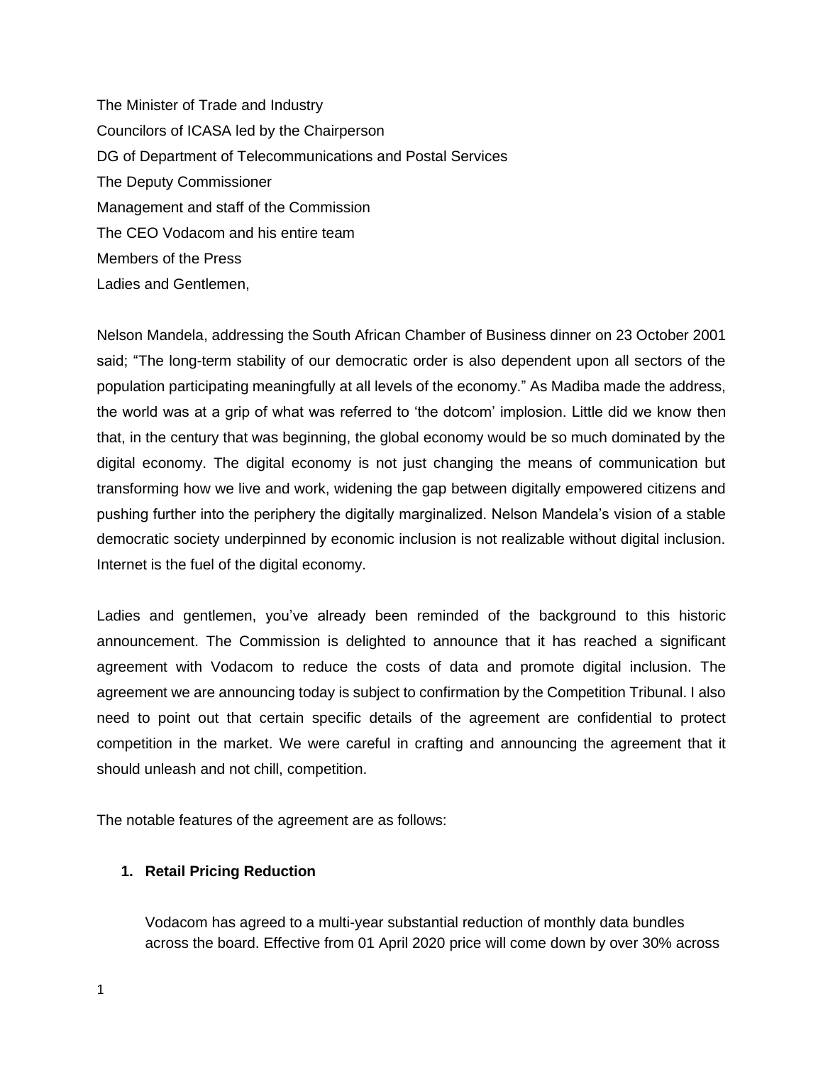The Minister of Trade and Industry
Councilors of ICASA led by the Chairperson
DG of Department of Telecommunications and Postal Services
The Deputy Commissioner
Management and staff of the Commission
The CEO Vodacom and his entire team
Members of the Press
Ladies and Gentlemen,

Nelson Mandela, addressing the South African Chamber of Business dinner on 23 October 2001 said; "The long-term stability of our democratic order is also dependent upon all sectors of the population participating meaningfully at all levels of the economy." As Madiba made the address, the world was at a grip of what was referred to 'the dotcom' implosion. Little did we know then that, in the century that was beginning, the global economy would be so much dominated by the digital economy. The digital economy is not just changing the means of communication but transforming how we live and work, widening the gap between digitally empowered citizens and pushing further into the periphery the digitally marginalized. Nelson Mandela's vision of a stable democratic society underpinned by economic inclusion is not realizable without digital inclusion. Internet is the fuel of the digital economy.

Ladies and gentlemen, you've already been reminded of the background to this historic announcement. The Commission is delighted to announce that it has reached a significant agreement with Vodacom to reduce the costs of data and promote digital inclusion. The agreement we are announcing today is subject to confirmation by the Competition Tribunal. I also need to point out that certain specific details of the agreement are confidential to protect competition in the market. We were careful in crafting and announcing the agreement that it should unleash and not chill, competition.

The notable features of the agreement are as follows:

1. **Retail Pricing Reduction**

   Vodacom has agreed to a multi-year substantial reduction of monthly data bundles across the board. Effective from 01 April 2020 price will come down by over 30% across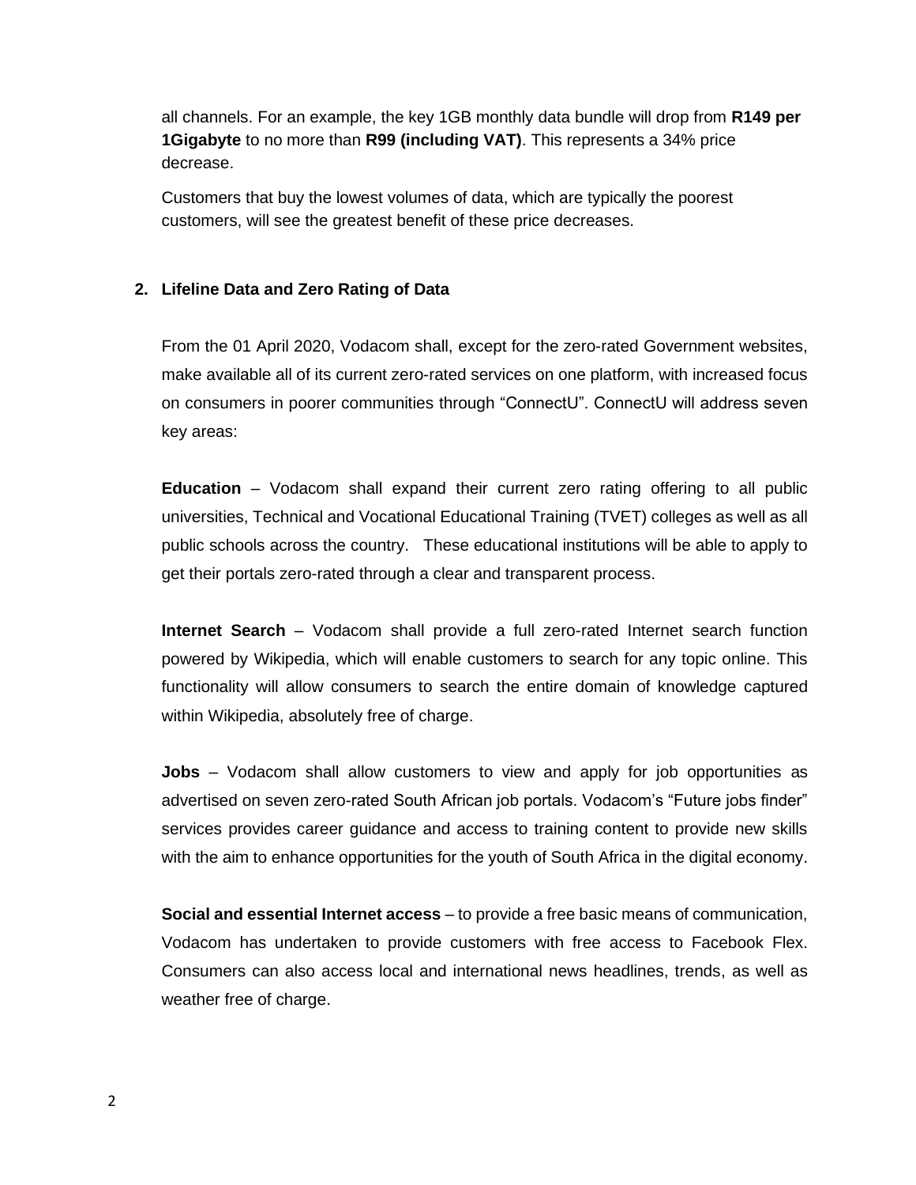all channels. For an example, the key 1GB monthly data bundle will drop from **R149 per 1Gigabyte** to no more than **R99 (including VAT)**. This represents a 34% price decrease.

Customers that buy the lowest volumes of data, which are typically the poorest customers, will see the greatest benefit of these price decreases.

## 2. Lifeline Data and Zero Rating of Data

From the 01 April 2020, Vodacom shall, except for the zero-rated Government websites, make available all of its current zero-rated services on one platform, with increased focus on consumers in poorer communities through "ConnectU". ConnectU will address seven key areas:

**Education** – Vodacom shall expand their current zero rating offering to all public universities, Technical and Vocational Educational Training (TVET) colleges as well as all public schools across the country. These educational institutions will be able to apply to get their portals zero-rated through a clear and transparent process.

**Internet Search** – Vodacom shall provide a full zero-rated Internet search function powered by Wikipedia, which will enable customers to search for any topic online. This functionality will allow consumers to search the entire domain of knowledge captured within Wikipedia, absolutely free of charge.

**Jobs** – Vodacom shall allow customers to view and apply for job opportunities as advertised on seven zero-rated South African job portals. Vodacom's "Future jobs finder" services provides career guidance and access to training content to provide new skills with the aim to enhance opportunities for the youth of South Africa in the digital economy.

**Social and essential Internet access** – to provide a free basic means of communication, Vodacom has undertaken to provide customers with free access to Facebook Flex. Consumers can also access local and international news headlines, trends, as well as weather free of charge.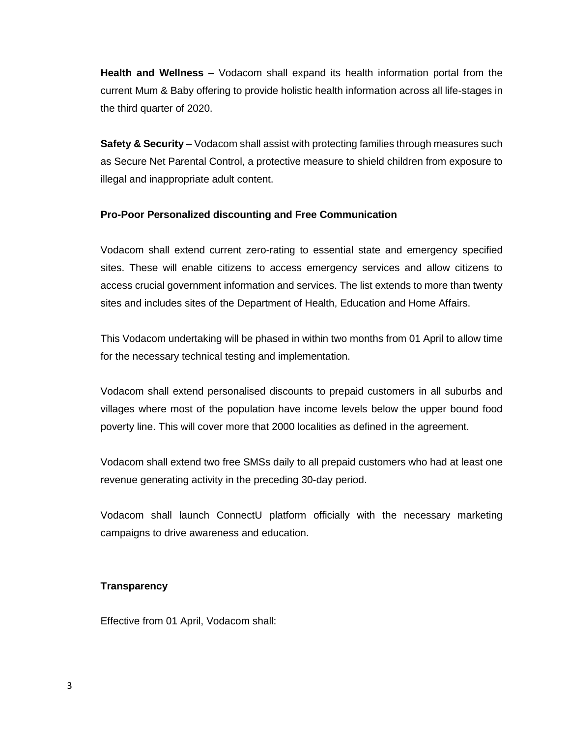**Health and Wellness** – Vodacom shall expand its health information portal from the current Mum & Baby offering to provide holistic health information across all life-stages in the third quarter of 2020.

**Safety & Security** – Vodacom shall assist with protecting families through measures such as Secure Net Parental Control, a protective measure to shield children from exposure to illegal and inappropriate adult content.

**Pro-Poor Personalized discounting and Free Communication**

Vodacom shall extend current zero-rating to essential state and emergency specified sites. These will enable citizens to access emergency services and allow citizens to access crucial government information and services. The list extends to more than twenty sites and includes sites of the Department of Health, Education and Home Affairs.

This Vodacom undertaking will be phased in within two months from 01 April to allow time for the necessary technical testing and implementation.

Vodacom shall extend personalised discounts to prepaid customers in all suburbs and villages where most of the population have income levels below the upper bound food poverty line. This will cover more that 2000 localities as defined in the agreement.

Vodacom shall extend two free SMSs daily to all prepaid customers who had at least one revenue generating activity in the preceding 30-day period.

Vodacom shall launch ConnectU platform officially with the necessary marketing campaigns to drive awareness and education.

**Transparency**

Effective from 01 April, Vodacom shall: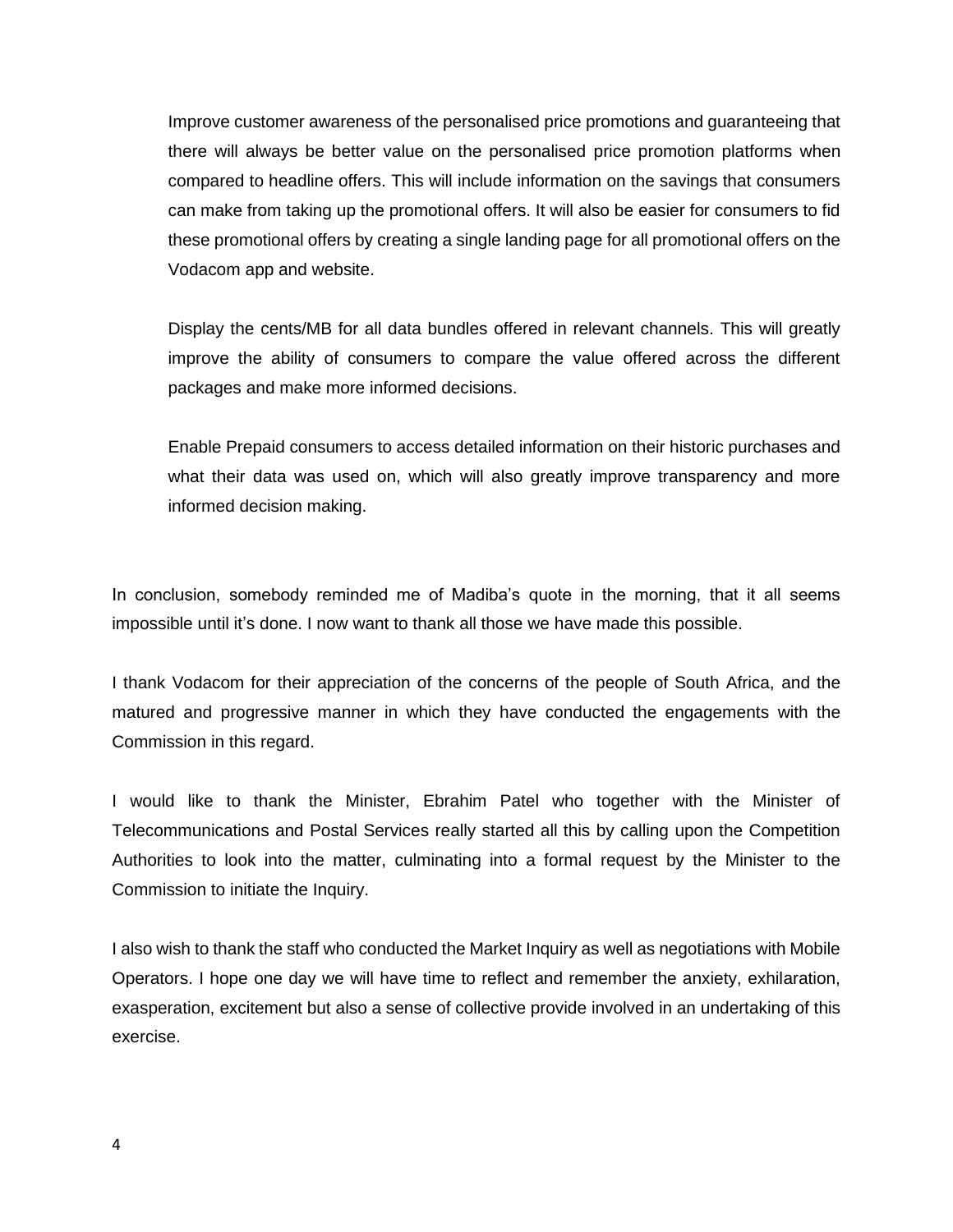Improve customer awareness of the personalised price promotions and guaranteeing that there will always be better value on the personalised price promotion platforms when compared to headline offers. This will include information on the savings that consumers can make from taking up the promotional offers. It will also be easier for consumers to fid these promotional offers by creating a single landing page for all promotional offers on the Vodacom app and website.

Display the cents/MB for all data bundles offered in relevant channels. This will greatly improve the ability of consumers to compare the value offered across the different packages and make more informed decisions.

Enable Prepaid consumers to access detailed information on their historic purchases and what their data was used on, which will also greatly improve transparency and more informed decision making.

In conclusion, somebody reminded me of Madiba's quote in the morning, that it all seems impossible until it's done. I now want to thank all those we have made this possible.

I thank Vodacom for their appreciation of the concerns of the people of South Africa, and the matured and progressive manner in which they have conducted the engagements with the Commission in this regard.

I would like to thank the Minister, Ebrahim Patel who together with the Minister of Telecommunications and Postal Services really started all this by calling upon the Competition Authorities to look into the matter, culminating into a formal request by the Minister to the Commission to initiate the Inquiry.

I also wish to thank the staff who conducted the Market Inquiry as well as negotiations with Mobile Operators. I hope one day we will have time to reflect and remember the anxiety, exhilaration, exasperation, excitement but also a sense of collective provide involved in an undertaking of this exercise.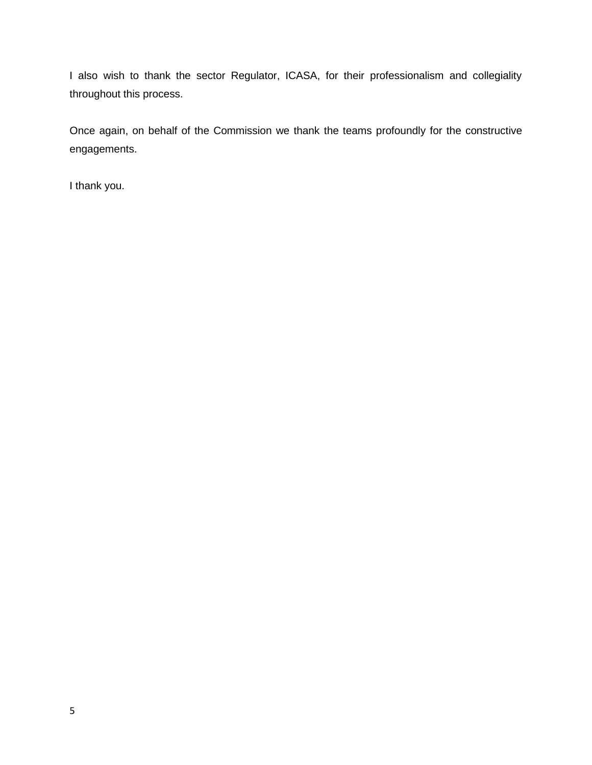I also wish to thank the sector Regulator, ICASA, for their professionalism and collegiality throughout this process.

Once again, on behalf of the Commission we thank the teams profoundly for the constructive engagements.

I thank you.